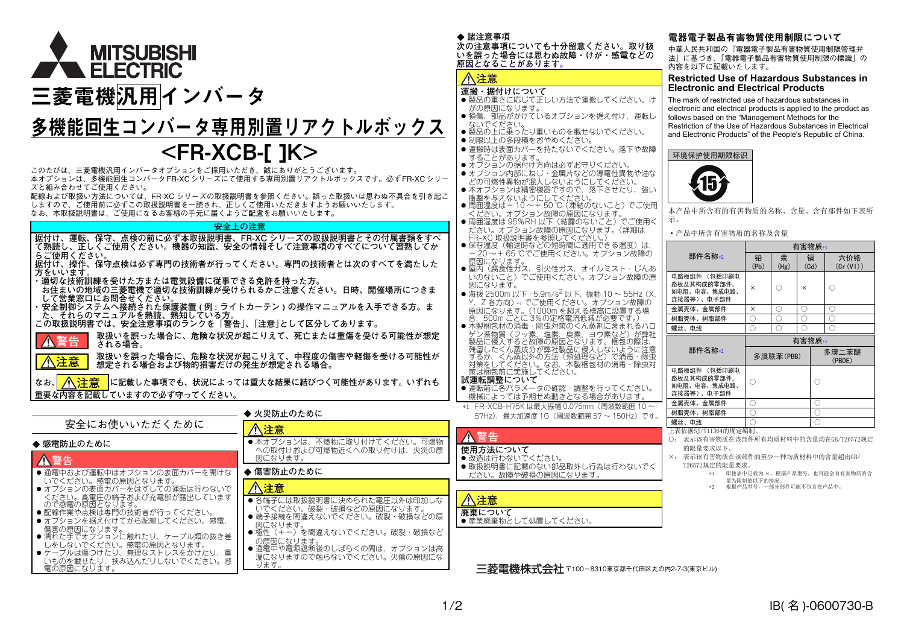# MITSUBISHI ELECTRIC

# 三菱電機汎用インバータ

# 多機能回生コンバータ専用別置リアクトルボックス

# <FR-XCB-[ ]K>

このたびは、三菱電機汎用インバータオプションをご採用いただき、誠にありがとうございます。
本オプションは、多機能回生コンバータFR-XC シリーズにて使用する専用別置リアクトルボックスです。必ずFR-XC シリーズと組み合わせてご使用ください。
配線および取扱い方法については、FR-XC シリーズの取扱説明書を参照ください。誤った取扱いは思わぬ不具合を引き起こしますので、ご使用前に必ずこの取扱説明書を一読され、正しくご使用いただきますようお願いいたします。
なお、本取扱説明書は、ご使用になるお客様の手元に届くようご配慮をお願いいたします。

## 安全上の注意

**据付け、運転、保守、点検の前に必ず本取扱説明書、FR-XC シリーズの取扱説明書とその付属書類をすべて熟読し、正しくご使用ください。機器の知識、安全の情報そして注意事項のすべてについて習熟してからご使用ください。**
**据付け、操作、保守点検は必ず専門の技術者が行ってください。専門の技術者とは次のすべてを満たした方をいいます。**
**・適切な技術訓練を受けた方または電気設備に従事できる免許を持った方。**
**お住まいの地域の三菱電機で適切な技術訓練が受けられるかご注意ください。日時、開催場所につきまして営業窓口にお問合せください。**
**・安全制御システムへ接続された保護装置 ( 例 : ライトカーテン ) の操作マニュアルを入手できる方。また、それらのマニュアルを熟読、熟知している方。**
**この取扱説明書では、安全注意事項のランクを「警告」、「注意」として区分してあります。**

**⚠警告** 取扱いを誤った場合に、危険な状況が起こりえて、死亡または重傷を受ける可能性が想定される場合。

**⚠注意** 取扱いを誤った場合に、危険な状況が起こりえて、中程度の傷害や軽傷を受ける可能性が想定される場合および物的損害だけの発生が想定される場合。

なお、**⚠注意** に記載した事項でも、状況によっては重大な結果に結びつく可能性があります。いずれも重要な内容を記載していますので必ず守ってください。

## 安全にお使いいただくために

### ◆ 感電防止のために

**⚠警告**

- 通電中および運転中はオプションの表面カバーを開けないでください。感電の原因となります。
- オプションの表面カバーをはずしての運転は行わないでください。高電圧の端子および充電部が露出していますので感電の原因となります。
- 配線作業や点検は専門の技術者が行ってください。
- オプションを据え付けてから配線してください。感電、傷害の原因になります。
- 濡れた手でオプションに触れたり、ケーブル類の抜き差しをしないでください。感電の原因となります。
- ケーブルは傷つけたり、無理なストレスをかけたり、重いものを載せたり、挟み込んだりしないでください。感電の原因になります。

### ◆ 火災防止のために

**⚠注意**

- 本オプションは、不燃物に取り付けてください。可燃物への取付けおよび可燃物近くへの取付けは、火災の原因になります。

### ◆ 傷害防止のために

**⚠注意**

- 各端子には取扱説明書に決められた電圧以外は印加しないでください。破裂・破損などの原因になります。
- 端子接続を間違えないでください。破裂・破損などの原因になります。
- 極性（＋－）を間違えないでください。破裂・破損などの原因になります。
- 通電中や電源遮断後のしばらくの間は、オプションは高温になりますので触らないでください。火傷の原因になります。

### ◆ 諸注意事項

**次の注意事項についても十分留意ください。取り扱いを誤った場合には思わぬ故障・けが・感電などの原因となることがあります。**

**⚠注意**

**運搬・据付けについて**

- 製品の重さに応じて正しい方法で運搬してください。けがの原因になります。
- 損傷、部品がかけているオプションを据え付け、運転しないでください。
- 製品の上に乗ったり重いものを載せないでください。
- 制限以上の多段積をおやめください。
- 運搬時は表面カバーを持たないでください。落下や故障することがあります。
- オプションの据付け方向は必ずお守りください。
- オプション内部にねじ・金属片などの導電性異物や油などの可燃性異物が混入しないようにしてください。
- 本オプションは精密機器ですので、落下させたり、強い衝撃を与えないようにしてください。
- 周囲温度は－10～＋50 ℃（凍結のないこと）でご使用ください。オプション故障の原因になります。
- 周囲湿度は 95%RH 以下（結露のないこと）でご使用ください。オプション故障の原因になります。（詳細は FR-XC 取扱説明書を参照してください。）
- 保存温度（輸送時などの短時間に適用できる温度）は、－20～＋65 ℃でご使用ください。オプション故障の原因になります。
- 屋内（腐食性ガス、引火性ガス、オイルミスト・じんあいのないこと）でご使用ください。オプション故障の原因になります。
- 海抜 2500m 以下・5.9m/s$^2$ 以下、振動 10～55Hz（X、Y、Z 各方向）*1 でご使用ください。オプション故障の原因になります。（1000m を超える標高に設置する場合、500m ごとに 3%の定格電流低減が必要です。）
- 木製梱包材の消毒・除虫対策のくん蒸剤に含まれるハロゲン系物質（フッ素、塩素、臭素、ヨウ素など）が弊社製品に侵入すると故障の原因となります。梱包の際は、残留したくん蒸成分が弊社製品に侵入しないように注意するか、くん蒸以外の方法（熱処理など）で消毒・除虫対策をしてください。なお、木製梱包材の消毒・除虫対策は梱包前に実施してください。

**試運転調整について**

- 運転前に各パラメータの確認・調整を行ってください。機械によっては予期せぬ動きとなる場合があります。

*1 FR-XCB-H75K は最大振幅 0.075mm（周波数範囲 10～57Hz）、最大加速度 1G（周波数範囲 57～150Hz）です。

**⚠警告**

**使用方法について**

- 改造は行わないでください。
- 取扱説明書に記載のない部品取外し行為は行わないでください。故障や破損の原因になります。

**⚠注意**

**廃棄について**

- 産業廃棄物として処置してください。

## 電器電子製品有害物質使用制限について

中華人民共和国の『電器電子製品有害物質使用制限管理弁法』に基づき、「電器電子製品有害物質使用制限の標識」の内容を以下に記載いたします。

## Restricted Use of Hazardous Substances in Electronic and Electrical Products

The mark of restricted use of hazardous substances in electronic and electrical products is applied to the product as follows based on the "Management Methods for the Restriction of the Use of Hazardous Substances in Electrical and Electronic Products" of the People's Republic of China.

环境保护使用期限标识

本产品中所含有的有害物质的名称、含量、含有部件如下表所示。

• 产品中所含有害物质的名称及含量

| 部件名称*2 | 有害物质*1 | | | |
|---|---|---|---|---|
| | 铅 (Pb) | 汞 (Hg) | 镉 (Cd) | 六价铬 (Cr (VI)) |
| 电路板组件（包括印刷电路板及其构成的零部件，如电阻、电容、集成电路、连接器等）、电子部件 | × | ○ | × | ○ |
| 金属壳体、金属部件 | × | ○ | ○ | ○ |
| 树脂壳体、树脂部件 | ○ | ○ | ○ | ○ |
| 螺丝、电线 | ○ | ○ | ○ | ○ |

| 部件名称*2 | 有害物质*1 | |
|---|---|---|
| | 多溴联苯 (PBB) | 多溴二苯醚 (PBDE) |
| 电路板组件（包括印刷电路板及其构成的零部件，如电阻、电容、集成电路、连接器等）、电子部件 | ○ | ○ |
| 金属壳体、金属部件 | ○ | ○ |
| 树脂壳体、树脂部件 | ○ | ○ |
| 螺丝、电线 | ○ | ○ |

上表依据SJ/T11364的规定编制。
○：表示该有害物质在该部件所有均质材料中的含量均在GB/T26572规定的限量要求以下。
×：表示该有害物质在该部件的至少一种均质材料中的含量超出GB/T26572规定的限量要求。
*1 即使表中记载为 ×，根据产品型号，也可能会有有害物质的含量为限制值以下的情况。
*2 根据产品型号，一部分部件可能不包含在产品中。

**三菱電機株式会社** 〒100-8310東京都千代田区丸の内2-7-3(東京ビル)

IB(名)-0600730-B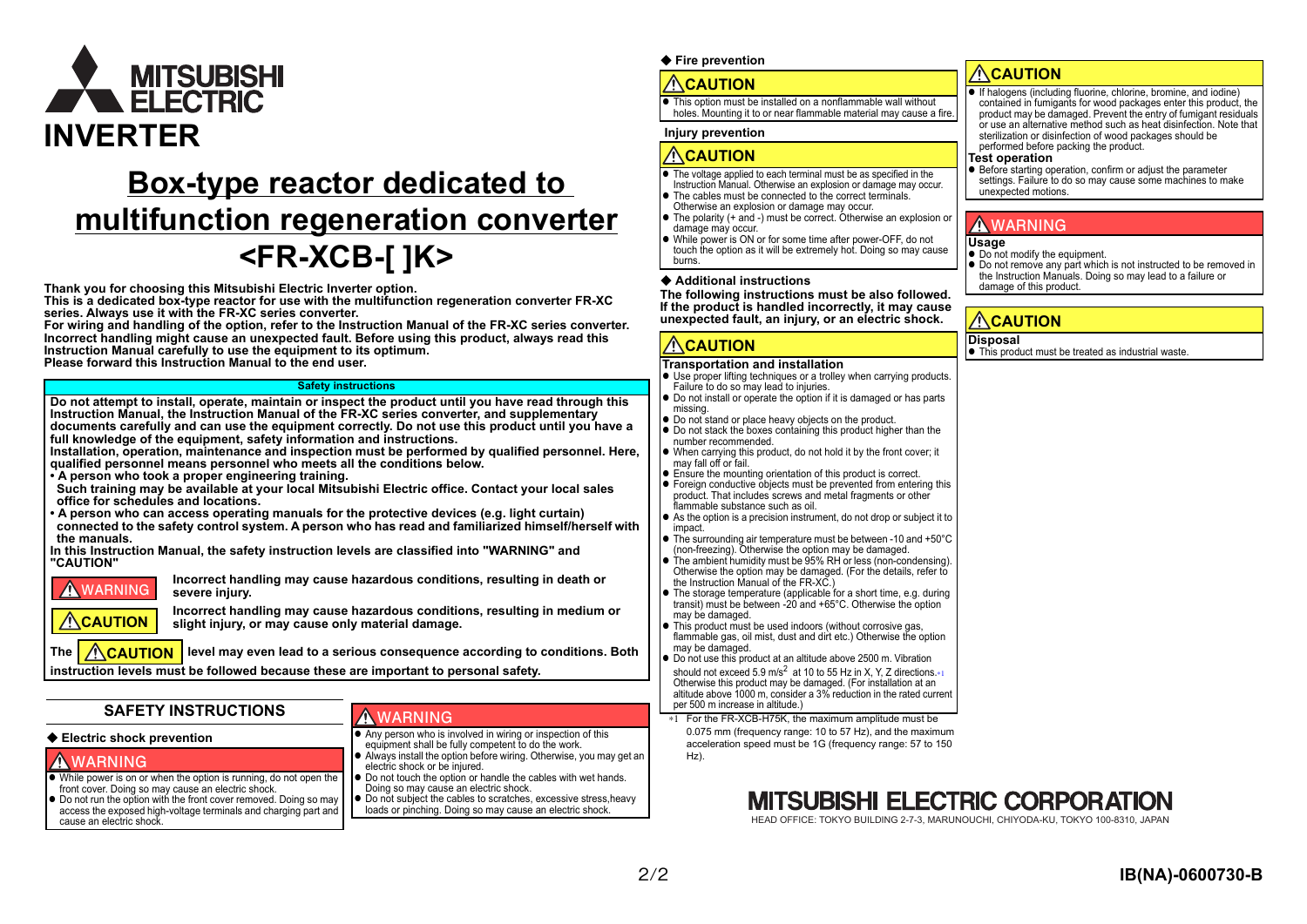# MITSUBISHI ELECTRIC

# INVERTER

# Box-type reactor dedicated to multifunction regeneration converter <FR-XCB-[ ]K>

**Thank you for choosing this Mitsubishi Electric Inverter option.**
**This is a dedicated box-type reactor for use with the multifunction regeneration converter FR-XC series. Always use it with the FR-XC series converter.**
**For wiring and handling of the option, refer to the Instruction Manual of the FR-XC series converter. Incorrect handling might cause an unexpected fault. Before using this product, always read this Instruction Manual carefully to use the equipment to its optimum.**
**Please forward this Instruction Manual to the end user.**

### Safety instructions

**Do not attempt to install, operate, maintain or inspect the product until you have read through this Instruction Manual, the Instruction Manual of the FR-XC series converter, and supplementary documents carefully and can use the equipment correctly. Do not use this product until you have a full knowledge of the equipment, safety information and instructions.**
**Installation, operation, maintenance and inspection must be performed by qualified personnel. Here, qualified personnel means personnel who meets all the conditions below.**

- **A person who took a proper engineering training.**
  **Such training may be available at your local Mitsubishi Electric office. Contact your local sales office for schedules and locations.**
- **A person who can access operating manuals for the protective devices (e.g. light curtain) connected to the safety control system. A person who has read and familiarized himself/herself with the manuals.**

**In this Instruction Manual, the safety instruction levels are classified into "WARNING" and "CAUTION"**

**⚠ WARNING** — **Incorrect handling may cause hazardous conditions, resulting in death or severe injury.**

**⚠ CAUTION** — **Incorrect handling may cause hazardous conditions, resulting in medium or slight injury, or may cause only material damage.**

**The ⚠ CAUTION level may even lead to a serious consequence according to conditions. Both instruction levels must be followed because these are important to personal safety.**

## SAFETY INSTRUCTIONS

### ◆ Electric shock prevention

**⚠ WARNING**

- While power is on or when the option is running, do not open the front cover. Doing so may cause an electric shock.
- Do not run the option with the front cover removed. Doing so may access the exposed high-voltage terminals and charging part and cause an electric shock.

**⚠ WARNING**

- Any person who is involved in wiring or inspection of this equipment shall be fully competent to do the work.
- Always install the option before wiring. Otherwise, you may get an electric shock or be injured.
- Do not touch the option or handle the cables with wet hands. Doing so may cause an electric shock.
- Do not subject the cables to scratches, excessive stress,heavy loads or pinching. Doing so may cause an electric shock.

### ◆ Fire prevention

**⚠ CAUTION**

- This option must be installed on a nonflammable wall without holes. Mounting it to or near flammable material may cause a fire.

### Injury prevention

**⚠ CAUTION**

- The voltage applied to each terminal must be as specified in the Instruction Manual. Otherwise an explosion or damage may occur.
- The cables must be connected to the correct terminals. Otherwise an explosion or damage may occur.
- The polarity (+ and -) must be correct. Otherwise an explosion or damage may occur.
- While power is ON or for some time after power-OFF, do not touch the option as it will be extremely hot. Doing so may cause burns.

### ◆ Additional instructions

**The following instructions must be also followed. If the product is handled incorrectly, it may cause unexpected fault, an injury, or an electric shock.**

**⚠ CAUTION**

**Transportation and installation**

- Use proper lifting techniques or a trolley when carrying products. Failure to do so may lead to injuries.
- Do not install or operate the option if it is damaged or has parts missing.
- Do not stand or place heavy objects on the product.
- Do not stack the boxes containing this product higher than the number recommended.
- When carrying this product, do not hold it by the front cover; it may fall off or fail.
- Ensure the mounting orientation of this product is correct.
- Foreign conductive objects must be prevented from entering this product. That includes screws and metal fragments or other flammable substance such as oil.
- As the option is a precision instrument, do not drop or subject it to impact.
- The surrounding air temperature must be between -10 and +50°C (non-freezing). Otherwise the option may be damaged.
- The ambient humidity must be 95% RH or less (non-condensing). Otherwise the option may be damaged. (For the details, refer to the Instruction Manual of the FR-XC.)
- The storage temperature (applicable for a short time, e.g. during transit) must be between -20 and +65°C. Otherwise the option may be damaged.
- This product must be used indoors (without corrosive gas, flammable gas, oil mist, dust and dirt etc.) Otherwise the option may be damaged.
- Do not use this product at an altitude above 2500 m. Vibration should not exceed 5.9 $m/s^2$ at 10 to 55 Hz in X, Y, Z directions.*1 Otherwise this product may be damaged. (For installation at an altitude above 1000 m, consider a 3% reduction in the rated current per 500 m increase in altitude.)

*1 For the FR-XCB-H75K, the maximum amplitude must be 0.075 mm (frequency range: 10 to 57 Hz), and the maximum acceleration speed must be 1G (frequency range: 57 to 150 Hz).

**⚠ CAUTION**

- If halogens (including fluorine, chlorine, bromine, and iodine) contained in fumigants for wood packages enter this product, the product may be damaged. Prevent the entry of fumigant residuals or use an alternative method such as heat disinfection. Note that sterilization or disinfection of wood packages should be performed before packing the product.

**Test operation**

- Before starting operation, confirm or adjust the parameter settings. Failure to do so may cause some machines to make unexpected motions.

**⚠ WARNING**

**Usage**

- Do not modify the equipment.
- Do not remove any part which is not instructed to be removed in the Instruction Manuals. Doing so may lead to a failure or damage of this product.

**⚠ CAUTION**

**Disposal**

- This product must be treated as industrial waste.

**MITSUBISHI ELECTRIC CORPORATION**
HEAD OFFICE: TOKYO BUILDING 2-7-3, MARUNOUCHI, CHIYODA-KU, TOKYO 100-8310, JAPAN

IB(NA)-0600730-B